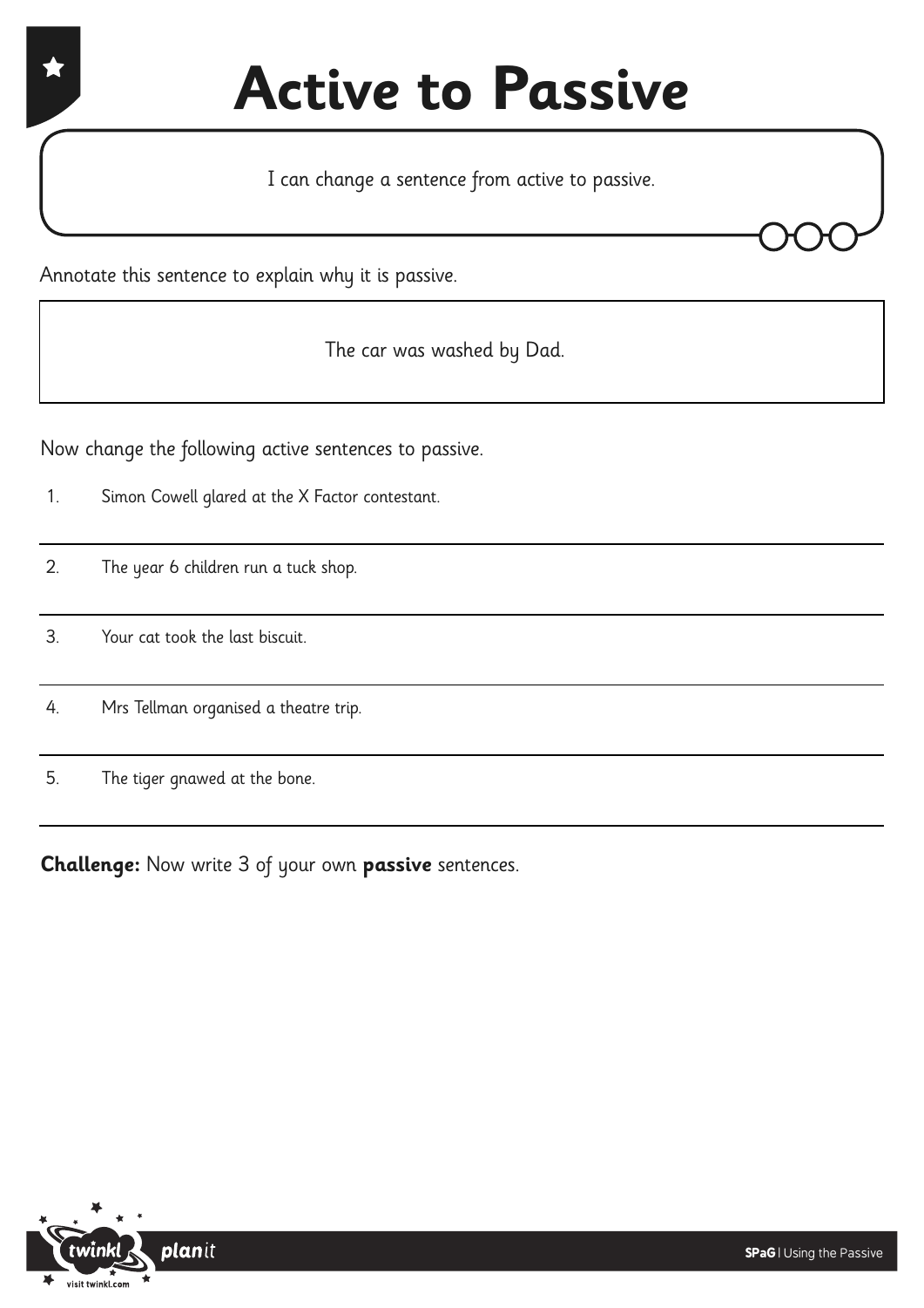# Active to Passive

I can change a sentence from active to passive.

Annotate this sentence to explain why it is passive.

The car was washed by Dad.

Now change the following active sentences to passive.

1. Simon Cowell glared at the X Factor contestant.
2. The year 6 children run a tuck shop.
3. Your cat took the last biscuit.
4. Mrs Tellman organised a theatre trip.
5. The tiger gnawed at the bone.

**Challenge:** Now write 3 of your own **passive** sentences.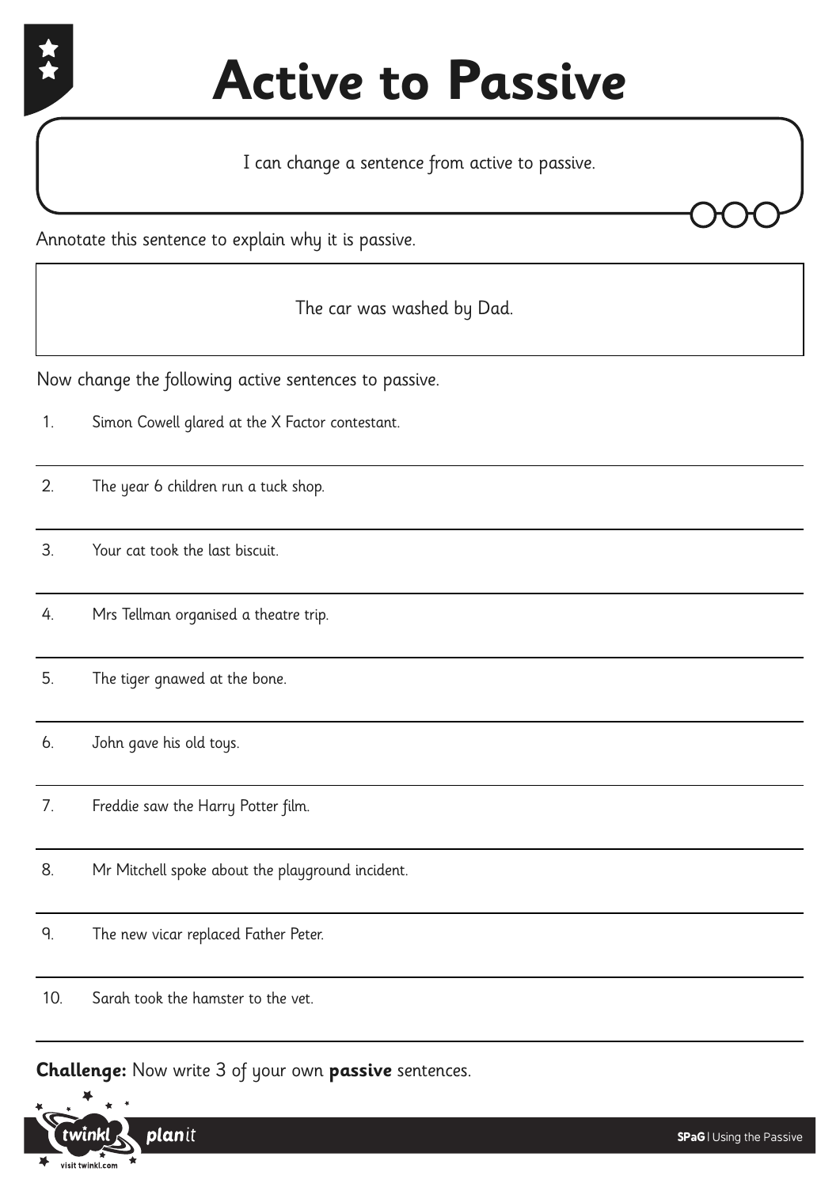# Active to Passive

I can change a sentence from active to passive.

Annotate this sentence to explain why it is passive.

The car was washed by Dad.

Now change the following active sentences to passive.

1. Simon Cowell glared at the X Factor contestant.
2. The year 6 children run a tuck shop.
3. Your cat took the last biscuit.
4. Mrs Tellman organised a theatre trip.
5. The tiger gnawed at the bone.
6. John gave his old toys.
7. Freddie saw the Harry Potter film.
8. Mr Mitchell spoke about the playground incident.
9. The new vicar replaced Father Peter.
10. Sarah took the hamster to the vet.

**Challenge:** Now write 3 of your own **passive** sentences.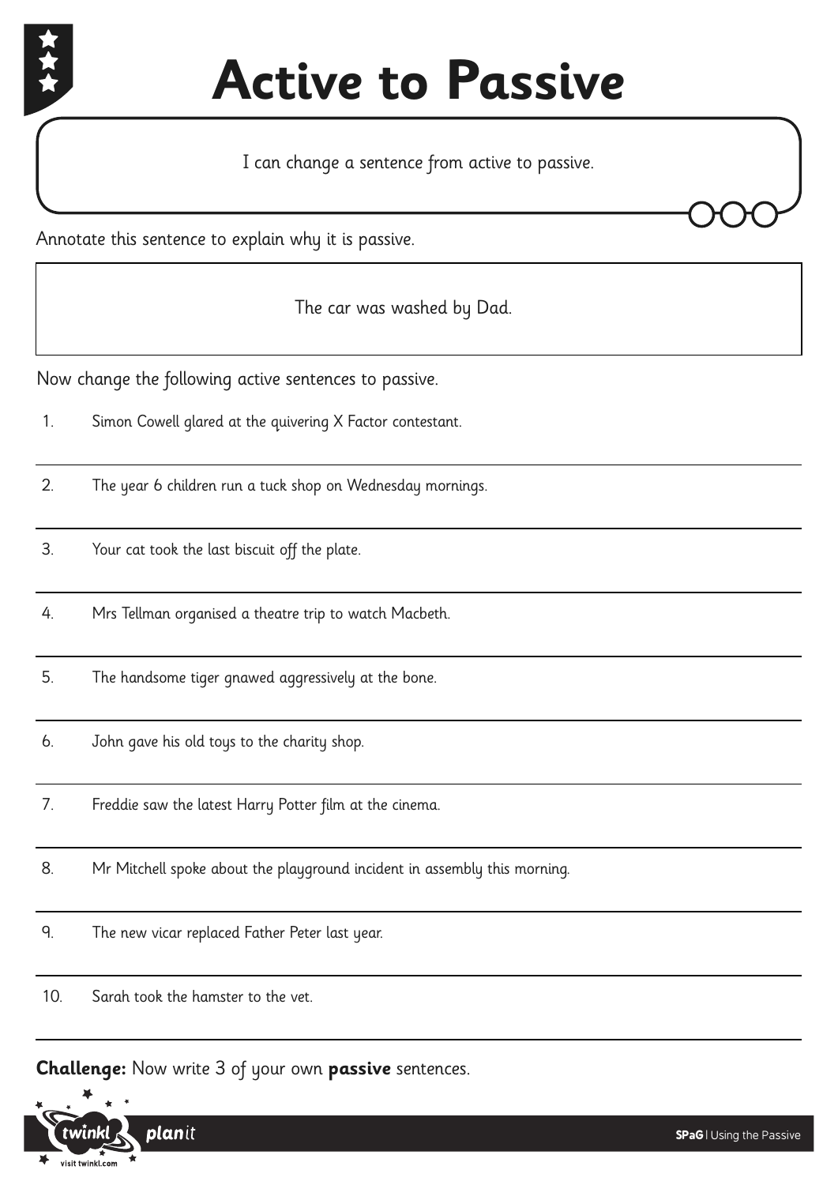# Active to Passive

I can change a sentence from active to passive.

Annotate this sentence to explain why it is passive.

The car was washed by Dad.

Now change the following active sentences to passive.

1. Simon Cowell glared at the quivering X Factor contestant.
2. The year 6 children run a tuck shop on Wednesday mornings.
3. Your cat took the last biscuit off the plate.
4. Mrs Tellman organised a theatre trip to watch Macbeth.
5. The handsome tiger gnawed aggressively at the bone.
6. John gave his old toys to the charity shop.
7. Freddie saw the latest Harry Potter film at the cinema.
8. Mr Mitchell spoke about the playground incident in assembly this morning.
9. The new vicar replaced Father Peter last year.
10. Sarah took the hamster to the vet.

**Challenge:** Now write 3 of your own **passive** sentences.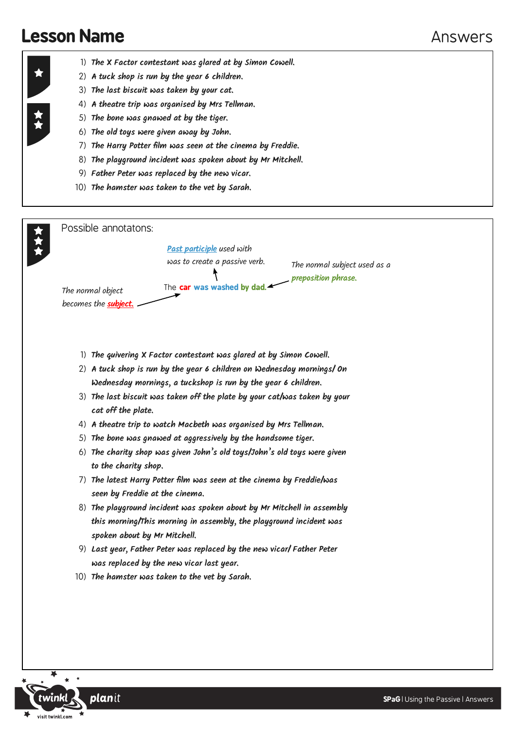# Lesson Name

Answers

1) *The X Factor contestant was glared at by Simon Cowell.*
2) *A tuck shop is run by the year 6 children.*
3) *The last biscuit was taken by your cat.*
4) *A theatre trip was organised by Mrs Tellman.*
5) *The bone was gnawed at by the tiger.*
6) *The old toys were given away by John.*
7) *The Harry Potter film was seen at the cinema by Freddie.*
8) *The playground incident was spoken about by Mr Mitchell.*
9) *Father Peter was replaced by the new vicar.*
10) *The hamster was taken to the vet by Sarah.*

Possible annotatons:

*Past participle used with was to create a passive verb.*

*The normal subject used as a preposition phrase.*

*The normal object becomes the subject.*

The **car** **was washed by dad.**

1) *The quivering X Factor contestant was glared at by Simon Cowell.*
2) *A tuck shop is run by the year 6 children on Wednesday mornings/ On Wednesday mornings, a tuckshop is run by the year 6 children.*
3) *The last biscuit was taken off the plate by your cat/was taken by your cat off the plate.*
4) *A theatre trip to watch Macbeth was organised by Mrs Tellman.*
5) *The bone was gnawed at aggressively by the handsome tiger.*
6) *The charity shop was given John's old toys/John's old toys were given to the charity shop.*
7) *The latest Harry Potter film was seen at the cinema by Freddie/was seen by Freddie at the cinema.*
8) *The playground incident was spoken about by Mr Mitchell in assembly this morning/This morning in assembly, the playground incident was spoken about by Mr Mitchell.*
9) *Last year, Father Peter was replaced by the new vicar/ Father Peter was replaced by the new vicar last year.*
10) *The hamster was taken to the vet by Sarah.*